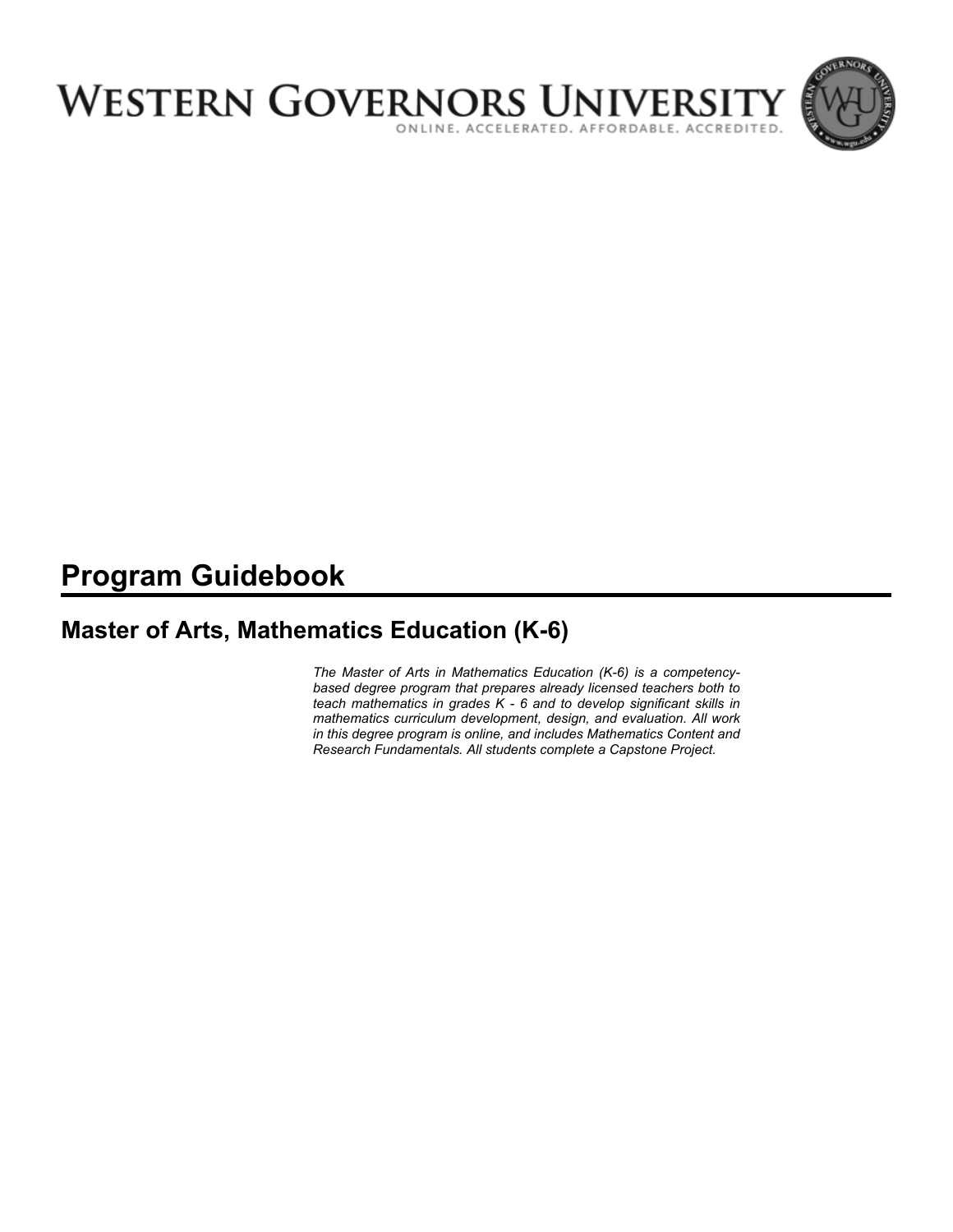# WESTERN GOVERNORS UNIVERSITY

ONLINE. ACCELERATED. AFFORDABLE. ACCREDITED.

# Program Guidebook

## Master of Arts, Mathematics Education (K-6)

*The Master of Arts in Mathematics Education (K-6) is a competency-based degree program that prepares already licensed teachers both to teach mathematics in grades K - 6 and to develop significant skills in mathematics curriculum development, design, and evaluation. All work in this degree program is online, and includes Mathematics Content and Research Fundamentals. All students complete a Capstone Project.*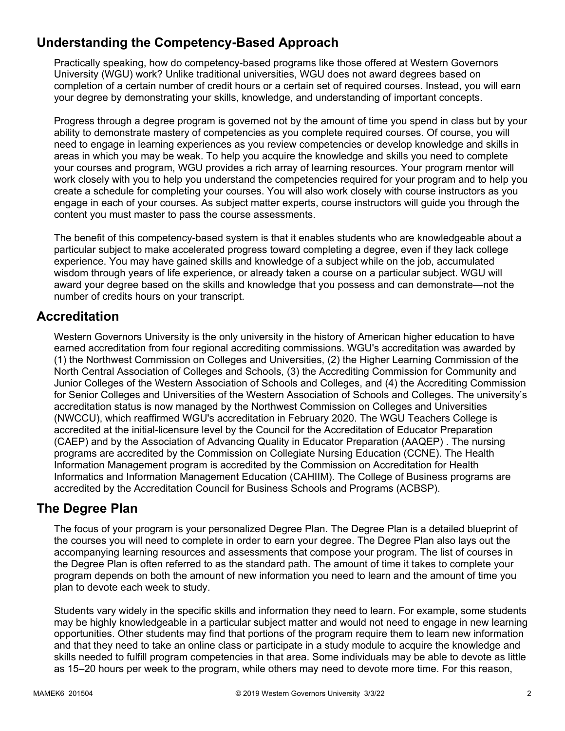## Understanding the Competency-Based Approach

Practically speaking, how do competency-based programs like those offered at Western Governors University (WGU) work? Unlike traditional universities, WGU does not award degrees based on completion of a certain number of credit hours or a certain set of required courses. Instead, you will earn your degree by demonstrating your skills, knowledge, and understanding of important concepts.

Progress through a degree program is governed not by the amount of time you spend in class but by your ability to demonstrate mastery of competencies as you complete required courses. Of course, you will need to engage in learning experiences as you review competencies or develop knowledge and skills in areas in which you may be weak. To help you acquire the knowledge and skills you need to complete your courses and program, WGU provides a rich array of learning resources. Your program mentor will work closely with you to help you understand the competencies required for your program and to help you create a schedule for completing your courses. You will also work closely with course instructors as you engage in each of your courses. As subject matter experts, course instructors will guide you through the content you must master to pass the course assessments.

The benefit of this competency-based system is that it enables students who are knowledgeable about a particular subject to make accelerated progress toward completing a degree, even if they lack college experience. You may have gained skills and knowledge of a subject while on the job, accumulated wisdom through years of life experience, or already taken a course on a particular subject. WGU will award your degree based on the skills and knowledge that you possess and can demonstrate—not the number of credits hours on your transcript.

## Accreditation

Western Governors University is the only university in the history of American higher education to have earned accreditation from four regional accrediting commissions. WGU's accreditation was awarded by (1) the Northwest Commission on Colleges and Universities, (2) the Higher Learning Commission of the North Central Association of Colleges and Schools, (3) the Accrediting Commission for Community and Junior Colleges of the Western Association of Schools and Colleges, and (4) the Accrediting Commission for Senior Colleges and Universities of the Western Association of Schools and Colleges. The university's accreditation status is now managed by the Northwest Commission on Colleges and Universities (NWCCU), which reaffirmed WGU's accreditation in February 2020. The WGU Teachers College is accredited at the initial-licensure level by the Council for the Accreditation of Educator Preparation (CAEP) and by the Association of Advancing Quality in Educator Preparation (AAQEP) . The nursing programs are accredited by the Commission on Collegiate Nursing Education (CCNE). The Health Information Management program is accredited by the Commission on Accreditation for Health Informatics and Information Management Education (CAHIIM). The College of Business programs are accredited by the Accreditation Council for Business Schools and Programs (ACBSP).

## The Degree Plan

The focus of your program is your personalized Degree Plan. The Degree Plan is a detailed blueprint of the courses you will need to complete in order to earn your degree. The Degree Plan also lays out the accompanying learning resources and assessments that compose your program. The list of courses in the Degree Plan is often referred to as the standard path. The amount of time it takes to complete your program depends on both the amount of new information you need to learn and the amount of time you plan to devote each week to study.

Students vary widely in the specific skills and information they need to learn. For example, some students may be highly knowledgeable in a particular subject matter and would not need to engage in new learning opportunities. Other students may find that portions of the program require them to learn new information and that they need to take an online class or participate in a study module to acquire the knowledge and skills needed to fulfill program competencies in that area. Some individuals may be able to devote as little as 15–20 hours per week to the program, while others may need to devote more time. For this reason,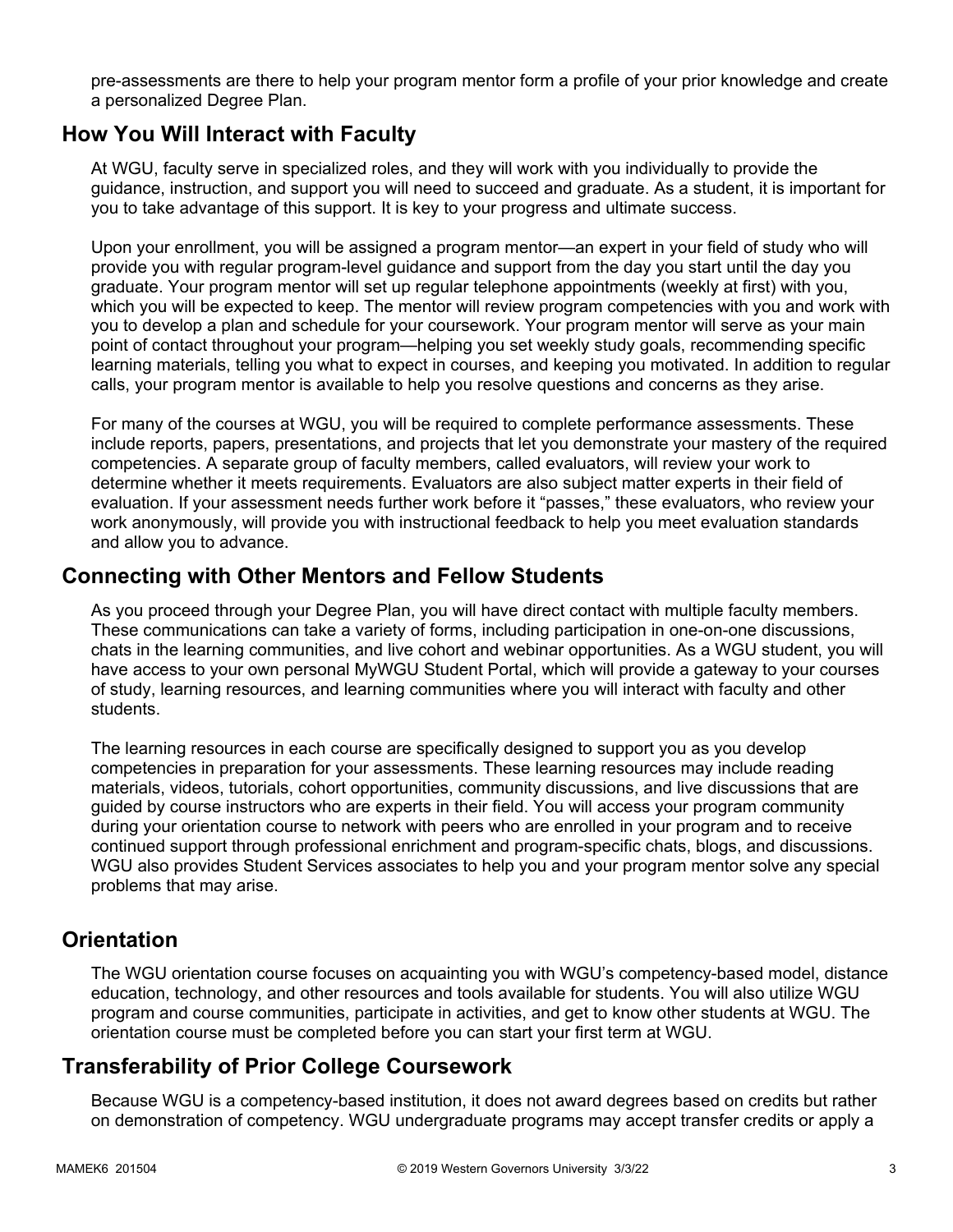pre-assessments are there to help your program mentor form a profile of your prior knowledge and create a personalized Degree Plan.

## How You Will Interact with Faculty

At WGU, faculty serve in specialized roles, and they will work with you individually to provide the guidance, instruction, and support you will need to succeed and graduate. As a student, it is important for you to take advantage of this support. It is key to your progress and ultimate success.

Upon your enrollment, you will be assigned a program mentor—an expert in your field of study who will provide you with regular program-level guidance and support from the day you start until the day you graduate. Your program mentor will set up regular telephone appointments (weekly at first) with you, which you will be expected to keep. The mentor will review program competencies with you and work with you to develop a plan and schedule for your coursework. Your program mentor will serve as your main point of contact throughout your program—helping you set weekly study goals, recommending specific learning materials, telling you what to expect in courses, and keeping you motivated. In addition to regular calls, your program mentor is available to help you resolve questions and concerns as they arise.

For many of the courses at WGU, you will be required to complete performance assessments. These include reports, papers, presentations, and projects that let you demonstrate your mastery of the required competencies. A separate group of faculty members, called evaluators, will review your work to determine whether it meets requirements. Evaluators are also subject matter experts in their field of evaluation. If your assessment needs further work before it "passes," these evaluators, who review your work anonymously, will provide you with instructional feedback to help you meet evaluation standards and allow you to advance.

## Connecting with Other Mentors and Fellow Students

As you proceed through your Degree Plan, you will have direct contact with multiple faculty members. These communications can take a variety of forms, including participation in one-on-one discussions, chats in the learning communities, and live cohort and webinar opportunities. As a WGU student, you will have access to your own personal MyWGU Student Portal, which will provide a gateway to your courses of study, learning resources, and learning communities where you will interact with faculty and other students.

The learning resources in each course are specifically designed to support you as you develop competencies in preparation for your assessments. These learning resources may include reading materials, videos, tutorials, cohort opportunities, community discussions, and live discussions that are guided by course instructors who are experts in their field. You will access your program community during your orientation course to network with peers who are enrolled in your program and to receive continued support through professional enrichment and program-specific chats, blogs, and discussions. WGU also provides Student Services associates to help you and your program mentor solve any special problems that may arise.

## Orientation

The WGU orientation course focuses on acquainting you with WGU's competency-based model, distance education, technology, and other resources and tools available for students. You will also utilize WGU program and course communities, participate in activities, and get to know other students at WGU. The orientation course must be completed before you can start your first term at WGU.

## Transferability of Prior College Coursework

Because WGU is a competency-based institution, it does not award degrees based on credits but rather on demonstration of competency. WGU undergraduate programs may accept transfer credits or apply a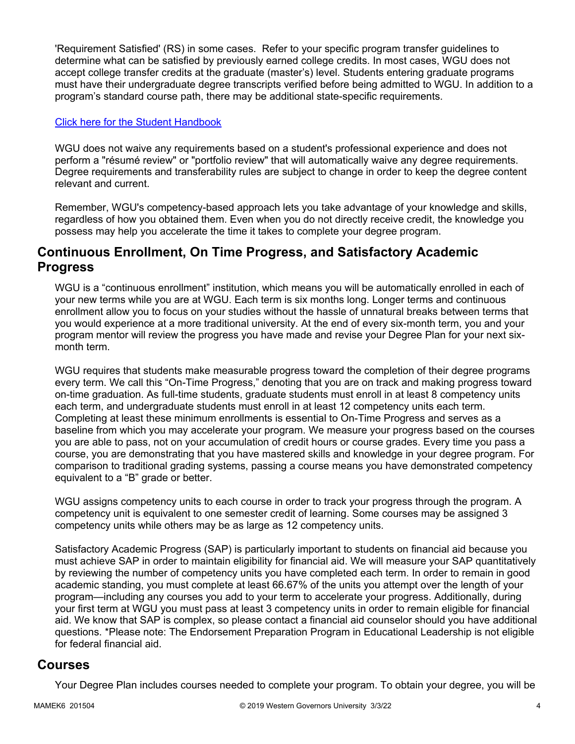'Requirement Satisfied' (RS) in some cases.  Refer to your specific program transfer guidelines to determine what can be satisfied by previously earned college credits. In most cases, WGU does not accept college transfer credits at the graduate (master's) level. Students entering graduate programs must have their undergraduate degree transcripts verified before being admitted to WGU. In addition to a program's standard course path, there may be additional state-specific requirements.

Click here for the Student Handbook

WGU does not waive any requirements based on a student's professional experience and does not perform a "résumé review" or "portfolio review" that will automatically waive any degree requirements. Degree requirements and transferability rules are subject to change in order to keep the degree content relevant and current.

Remember, WGU's competency-based approach lets you take advantage of your knowledge and skills, regardless of how you obtained them. Even when you do not directly receive credit, the knowledge you possess may help you accelerate the time it takes to complete your degree program.

## Continuous Enrollment, On Time Progress, and Satisfactory Academic Progress

WGU is a "continuous enrollment" institution, which means you will be automatically enrolled in each of your new terms while you are at WGU. Each term is six months long. Longer terms and continuous enrollment allow you to focus on your studies without the hassle of unnatural breaks between terms that you would experience at a more traditional university. At the end of every six-month term, you and your program mentor will review the progress you have made and revise your Degree Plan for your next six-month term.

WGU requires that students make measurable progress toward the completion of their degree programs every term. We call this "On-Time Progress," denoting that you are on track and making progress toward on-time graduation. As full-time students, graduate students must enroll in at least 8 competency units each term, and undergraduate students must enroll in at least 12 competency units each term. Completing at least these minimum enrollments is essential to On-Time Progress and serves as a baseline from which you may accelerate your program. We measure your progress based on the courses you are able to pass, not on your accumulation of credit hours or course grades. Every time you pass a course, you are demonstrating that you have mastered skills and knowledge in your degree program. For comparison to traditional grading systems, passing a course means you have demonstrated competency equivalent to a "B" grade or better.

WGU assigns competency units to each course in order to track your progress through the program. A competency unit is equivalent to one semester credit of learning. Some courses may be assigned 3 competency units while others may be as large as 12 competency units.

Satisfactory Academic Progress (SAP) is particularly important to students on financial aid because you must achieve SAP in order to maintain eligibility for financial aid. We will measure your SAP quantitatively by reviewing the number of competency units you have completed each term. In order to remain in good academic standing, you must complete at least 66.67% of the units you attempt over the length of your program—including any courses you add to your term to accelerate your progress. Additionally, during your first term at WGU you must pass at least 3 competency units in order to remain eligible for financial aid. We know that SAP is complex, so please contact a financial aid counselor should you have additional questions. *Please note: The Endorsement Preparation Program in Educational Leadership is not eligible for federal financial aid.

## Courses

Your Degree Plan includes courses needed to complete your program. To obtain your degree, you will be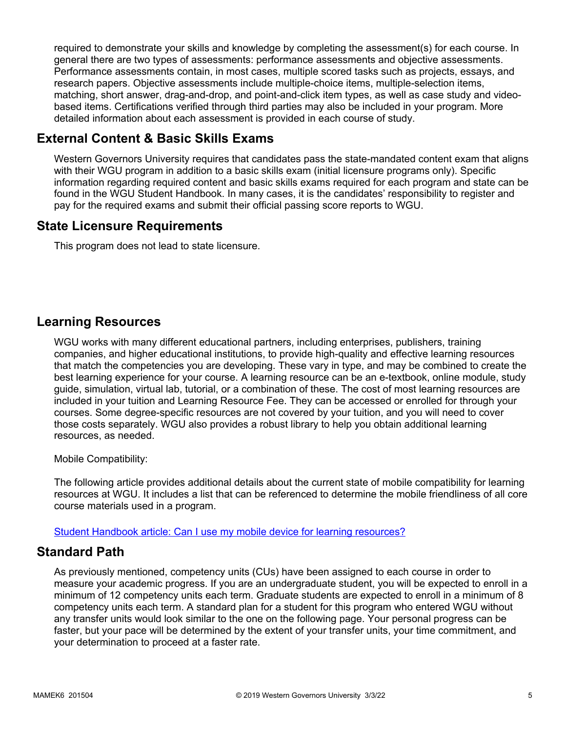required to demonstrate your skills and knowledge by completing the assessment(s) for each course. In general there are two types of assessments: performance assessments and objective assessments. Performance assessments contain, in most cases, multiple scored tasks such as projects, essays, and research papers. Objective assessments include multiple-choice items, multiple-selection items, matching, short answer, drag-and-drop, and point-and-click item types, as well as case study and video-based items. Certifications verified through third parties may also be included in your program. More detailed information about each assessment is provided in each course of study.

## External Content & Basic Skills Exams

Western Governors University requires that candidates pass the state-mandated content exam that aligns with their WGU program in addition to a basic skills exam (initial licensure programs only). Specific information regarding required content and basic skills exams required for each program and state can be found in the WGU Student Handbook. In many cases, it is the candidates' responsibility to register and pay for the required exams and submit their official passing score reports to WGU.

## State Licensure Requirements

This program does not lead to state licensure.

## Learning Resources

WGU works with many different educational partners, including enterprises, publishers, training companies, and higher educational institutions, to provide high-quality and effective learning resources that match the competencies you are developing. These vary in type, and may be combined to create the best learning experience for your course. A learning resource can be an e-textbook, online module, study guide, simulation, virtual lab, tutorial, or a combination of these. The cost of most learning resources are included in your tuition and Learning Resource Fee. They can be accessed or enrolled for through your courses. Some degree-specific resources are not covered by your tuition, and you will need to cover those costs separately. WGU also provides a robust library to help you obtain additional learning resources, as needed.

Mobile Compatibility:

The following article provides additional details about the current state of mobile compatibility for learning resources at WGU. It includes a list that can be referenced to determine the mobile friendliness of all core course materials used in a program.

[Student Handbook article: Can I use my mobile device for learning resources?]

## Standard Path

As previously mentioned, competency units (CUs) have been assigned to each course in order to measure your academic progress. If you are an undergraduate student, you will be expected to enroll in a minimum of 12 competency units each term. Graduate students are expected to enroll in a minimum of 8 competency units each term. A standard plan for a student for this program who entered WGU without any transfer units would look similar to the one on the following page. Your personal progress can be faster, but your pace will be determined by the extent of your transfer units, your time commitment, and your determination to proceed at a faster rate.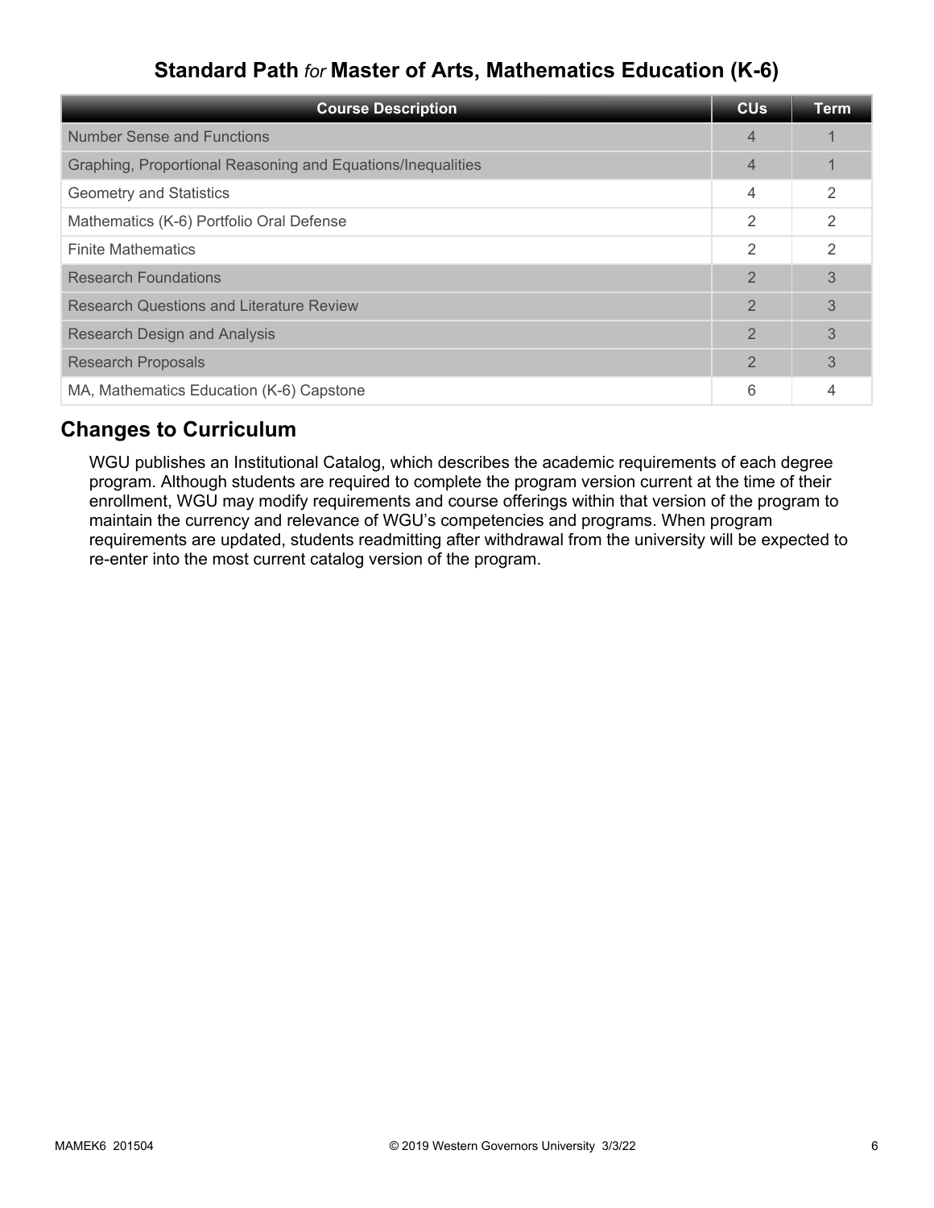## Standard Path *for* Master of Arts, Mathematics Education (K-6)

| Course Description | CUs | Term |
|---|---|---|
| Number Sense and Functions | 4 | 1 |
| Graphing, Proportional Reasoning and Equations/Inequalities | 4 | 1 |
| Geometry and Statistics | 4 | 2 |
| Mathematics (K-6) Portfolio Oral Defense | 2 | 2 |
| Finite Mathematics | 2 | 2 |
| Research Foundations | 2 | 3 |
| Research Questions and Literature Review | 2 | 3 |
| Research Design and Analysis | 2 | 3 |
| Research Proposals | 2 | 3 |
| MA, Mathematics Education (K-6) Capstone | 6 | 4 |

## Changes to Curriculum

WGU publishes an Institutional Catalog, which describes the academic requirements of each degree program. Although students are required to complete the program version current at the time of their enrollment, WGU may modify requirements and course offerings within that version of the program to maintain the currency and relevance of WGU's competencies and programs. When program requirements are updated, students readmitting after withdrawal from the university will be expected to re-enter into the most current catalog version of the program.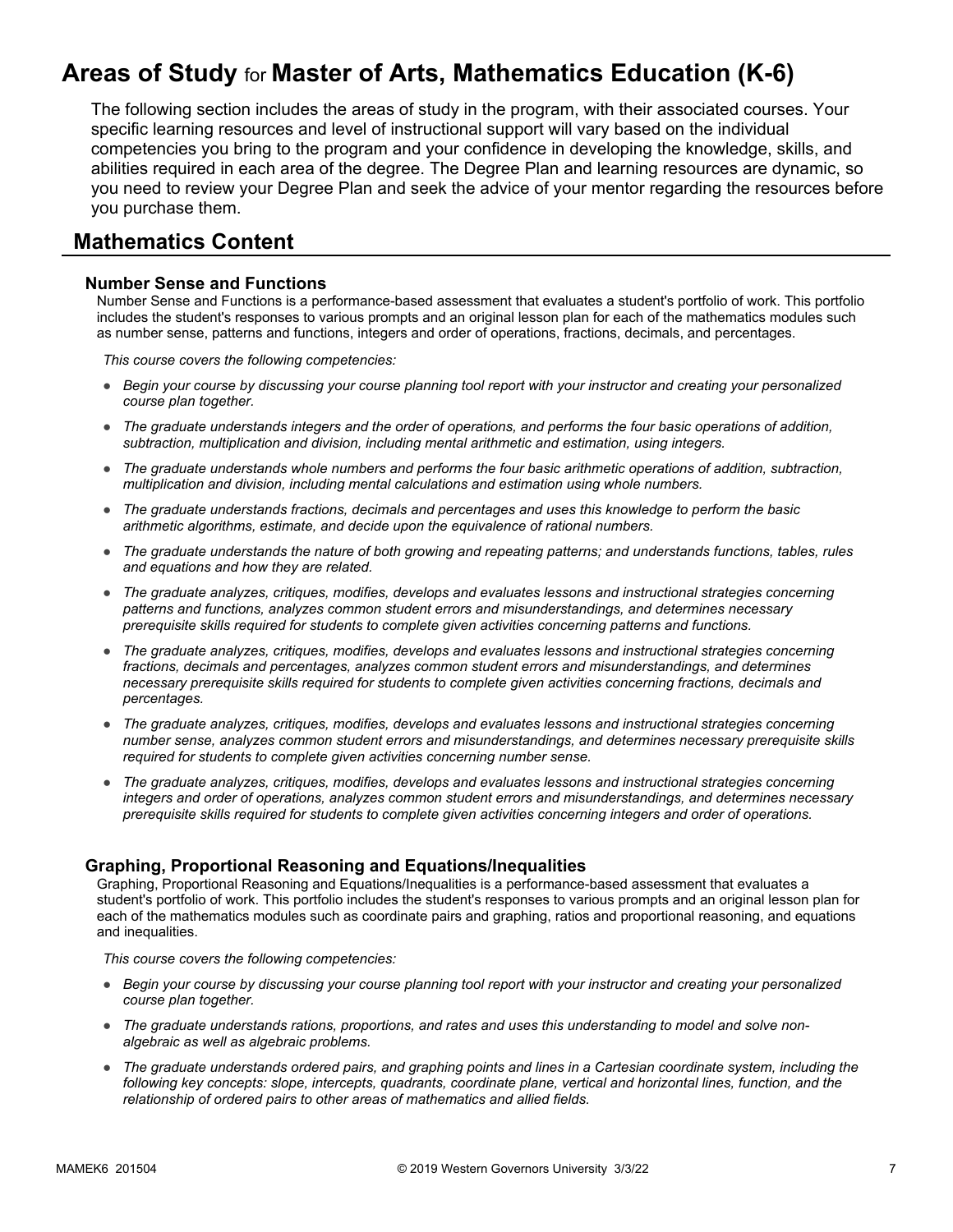# Areas of Study for Master of Arts, Mathematics Education (K-6)

The following section includes the areas of study in the program, with their associated courses. Your specific learning resources and level of instructional support will vary based on the individual competencies you bring to the program and your confidence in developing the knowledge, skills, and abilities required in each area of the degree. The Degree Plan and learning resources are dynamic, so you need to review your Degree Plan and seek the advice of your mentor regarding the resources before you purchase them.

## Mathematics Content

### Number Sense and Functions

Number Sense and Functions is a performance-based assessment that evaluates a student's portfolio of work. This portfolio includes the student's responses to various prompts and an original lesson plan for each of the mathematics modules such as number sense, patterns and functions, integers and order of operations, fractions, decimals, and percentages.

*This course covers the following competencies:*

- *Begin your course by discussing your course planning tool report with your instructor and creating your personalized course plan together.*
- *The graduate understands integers and the order of operations, and performs the four basic operations of addition, subtraction, multiplication and division, including mental arithmetic and estimation, using integers.*
- *The graduate understands whole numbers and performs the four basic arithmetic operations of addition, subtraction, multiplication and division, including mental calculations and estimation using whole numbers.*
- *The graduate understands fractions, decimals and percentages and uses this knowledge to perform the basic arithmetic algorithms, estimate, and decide upon the equivalence of rational numbers.*
- *The graduate understands the nature of both growing and repeating patterns; and understands functions, tables, rules and equations and how they are related.*
- *The graduate analyzes, critiques, modifies, develops and evaluates lessons and instructional strategies concerning patterns and functions, analyzes common student errors and misunderstandings, and determines necessary prerequisite skills required for students to complete given activities concerning patterns and functions.*
- *The graduate analyzes, critiques, modifies, develops and evaluates lessons and instructional strategies concerning fractions, decimals and percentages, analyzes common student errors and misunderstandings, and determines necessary prerequisite skills required for students to complete given activities concerning fractions, decimals and percentages.*
- *The graduate analyzes, critiques, modifies, develops and evaluates lessons and instructional strategies concerning number sense, analyzes common student errors and misunderstandings, and determines necessary prerequisite skills required for students to complete given activities concerning number sense.*
- *The graduate analyzes, critiques, modifies, develops and evaluates lessons and instructional strategies concerning integers and order of operations, analyzes common student errors and misunderstandings, and determines necessary prerequisite skills required for students to complete given activities concerning integers and order of operations.*

### Graphing, Proportional Reasoning and Equations/Inequalities

Graphing, Proportional Reasoning and Equations/Inequalities is a performance-based assessment that evaluates a student's portfolio of work. This portfolio includes the student's responses to various prompts and an original lesson plan for each of the mathematics modules such as coordinate pairs and graphing, ratios and proportional reasoning, and equations and inequalities.

*This course covers the following competencies:*

- *Begin your course by discussing your course planning tool report with your instructor and creating your personalized course plan together.*
- *The graduate understands rations, proportions, and rates and uses this understanding to model and solve non-algebraic as well as algebraic problems.*
- *The graduate understands ordered pairs, and graphing points and lines in a Cartesian coordinate system, including the following key concepts: slope, intercepts, quadrants, coordinate plane, vertical and horizontal lines, function, and the relationship of ordered pairs to other areas of mathematics and allied fields.*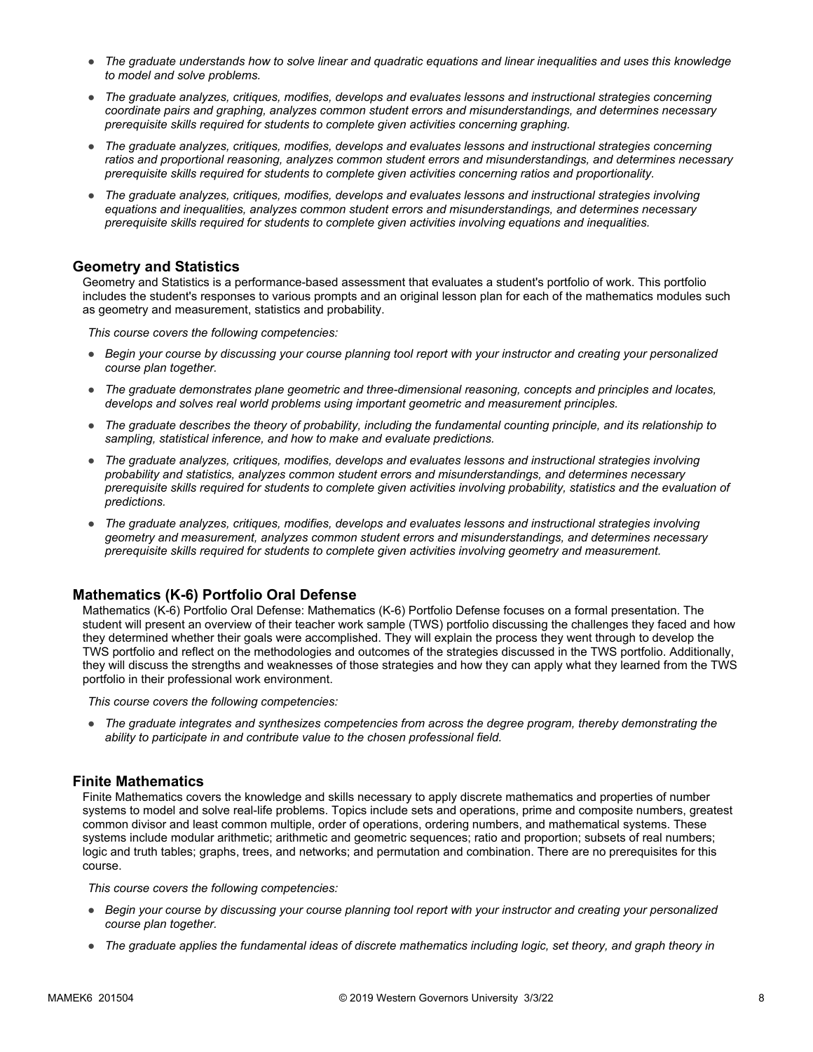- *The graduate understands how to solve linear and quadratic equations and linear inequalities and uses this knowledge to model and solve problems.*
- *The graduate analyzes, critiques, modifies, develops and evaluates lessons and instructional strategies concerning coordinate pairs and graphing, analyzes common student errors and misunderstandings, and determines necessary prerequisite skills required for students to complete given activities concerning graphing.*
- *The graduate analyzes, critiques, modifies, develops and evaluates lessons and instructional strategies concerning ratios and proportional reasoning, analyzes common student errors and misunderstandings, and determines necessary prerequisite skills required for students to complete given activities concerning ratios and proportionality.*
- *The graduate analyzes, critiques, modifies, develops and evaluates lessons and instructional strategies involving equations and inequalities, analyzes common student errors and misunderstandings, and determines necessary prerequisite skills required for students to complete given activities involving equations and inequalities.*

## Geometry and Statistics

Geometry and Statistics is a performance-based assessment that evaluates a student's portfolio of work. This portfolio includes the student's responses to various prompts and an original lesson plan for each of the mathematics modules such as geometry and measurement, statistics and probability.

*This course covers the following competencies:*

- *Begin your course by discussing your course planning tool report with your instructor and creating your personalized course plan together.*
- *The graduate demonstrates plane geometric and three-dimensional reasoning, concepts and principles and locates, develops and solves real world problems using important geometric and measurement principles.*
- *The graduate describes the theory of probability, including the fundamental counting principle, and its relationship to sampling, statistical inference, and how to make and evaluate predictions.*
- *The graduate analyzes, critiques, modifies, develops and evaluates lessons and instructional strategies involving probability and statistics, analyzes common student errors and misunderstandings, and determines necessary prerequisite skills required for students to complete given activities involving probability, statistics and the evaluation of predictions.*
- *The graduate analyzes, critiques, modifies, develops and evaluates lessons and instructional strategies involving geometry and measurement, analyzes common student errors and misunderstandings, and determines necessary prerequisite skills required for students to complete given activities involving geometry and measurement.*

## Mathematics (K-6) Portfolio Oral Defense

Mathematics (K-6) Portfolio Oral Defense: Mathematics (K-6) Portfolio Defense focuses on a formal presentation. The student will present an overview of their teacher work sample (TWS) portfolio discussing the challenges they faced and how they determined whether their goals were accomplished. They will explain the process they went through to develop the TWS portfolio and reflect on the methodologies and outcomes of the strategies discussed in the TWS portfolio. Additionally, they will discuss the strengths and weaknesses of those strategies and how they can apply what they learned from the TWS portfolio in their professional work environment.

*This course covers the following competencies:*

- *The graduate integrates and synthesizes competencies from across the degree program, thereby demonstrating the ability to participate in and contribute value to the chosen professional field.*

## Finite Mathematics

Finite Mathematics covers the knowledge and skills necessary to apply discrete mathematics and properties of number systems to model and solve real-life problems. Topics include sets and operations, prime and composite numbers, greatest common divisor and least common multiple, order of operations, ordering numbers, and mathematical systems. These systems include modular arithmetic; arithmetic and geometric sequences; ratio and proportion; subsets of real numbers; logic and truth tables; graphs, trees, and networks; and permutation and combination. There are no prerequisites for this course.

*This course covers the following competencies:*

- *Begin your course by discussing your course planning tool report with your instructor and creating your personalized course plan together.*
- *The graduate applies the fundamental ideas of discrete mathematics including logic, set theory, and graph theory in*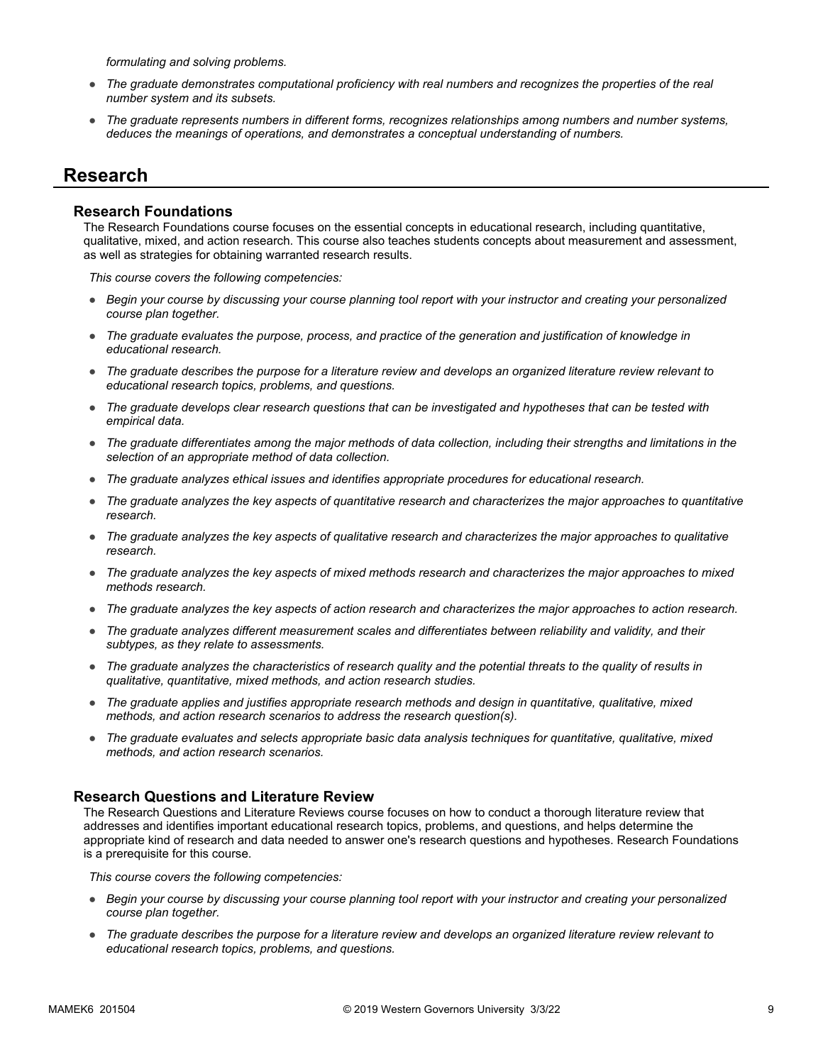*formulating and solving problems.*

- *The graduate demonstrates computational proficiency with real numbers and recognizes the properties of the real number system and its subsets.*
- *The graduate represents numbers in different forms, recognizes relationships among numbers and number systems, deduces the meanings of operations, and demonstrates a conceptual understanding of numbers.*

## Research

### Research Foundations

The Research Foundations course focuses on the essential concepts in educational research, including quantitative, qualitative, mixed, and action research. This course also teaches students concepts about measurement and assessment, as well as strategies for obtaining warranted research results.

*This course covers the following competencies:*

- *Begin your course by discussing your course planning tool report with your instructor and creating your personalized course plan together.*
- *The graduate evaluates the purpose, process, and practice of the generation and justification of knowledge in educational research.*
- *The graduate describes the purpose for a literature review and develops an organized literature review relevant to educational research topics, problems, and questions.*
- *The graduate develops clear research questions that can be investigated and hypotheses that can be tested with empirical data.*
- *The graduate differentiates among the major methods of data collection, including their strengths and limitations in the selection of an appropriate method of data collection.*
- *The graduate analyzes ethical issues and identifies appropriate procedures for educational research.*
- *The graduate analyzes the key aspects of quantitative research and characterizes the major approaches to quantitative research.*
- *The graduate analyzes the key aspects of qualitative research and characterizes the major approaches to qualitative research.*
- *The graduate analyzes the key aspects of mixed methods research and characterizes the major approaches to mixed methods research.*
- *The graduate analyzes the key aspects of action research and characterizes the major approaches to action research.*
- *The graduate analyzes different measurement scales and differentiates between reliability and validity, and their subtypes, as they relate to assessments.*
- *The graduate analyzes the characteristics of research quality and the potential threats to the quality of results in qualitative, quantitative, mixed methods, and action research studies.*
- *The graduate applies and justifies appropriate research methods and design in quantitative, qualitative, mixed methods, and action research scenarios to address the research question(s).*
- *The graduate evaluates and selects appropriate basic data analysis techniques for quantitative, qualitative, mixed methods, and action research scenarios.*

### Research Questions and Literature Review

The Research Questions and Literature Reviews course focuses on how to conduct a thorough literature review that addresses and identifies important educational research topics, problems, and questions, and helps determine the appropriate kind of research and data needed to answer one's research questions and hypotheses. Research Foundations is a prerequisite for this course.

*This course covers the following competencies:*

- *Begin your course by discussing your course planning tool report with your instructor and creating your personalized course plan together.*
- *The graduate describes the purpose for a literature review and develops an organized literature review relevant to educational research topics, problems, and questions.*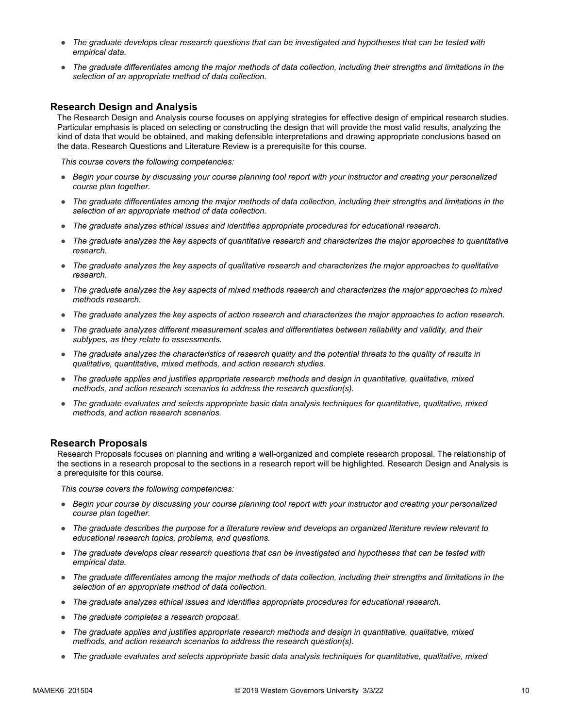- *The graduate develops clear research questions that can be investigated and hypotheses that can be tested with empirical data.*
- *The graduate differentiates among the major methods of data collection, including their strengths and limitations in the selection of an appropriate method of data collection.*

### Research Design and Analysis

The Research Design and Analysis course focuses on applying strategies for effective design of empirical research studies. Particular emphasis is placed on selecting or constructing the design that will provide the most valid results, analyzing the kind of data that would be obtained, and making defensible interpretations and drawing appropriate conclusions based on the data. Research Questions and Literature Review is a prerequisite for this course.

*This course covers the following competencies:*

- *Begin your course by discussing your course planning tool report with your instructor and creating your personalized course plan together.*
- *The graduate differentiates among the major methods of data collection, including their strengths and limitations in the selection of an appropriate method of data collection.*
- *The graduate analyzes ethical issues and identifies appropriate procedures for educational research.*
- *The graduate analyzes the key aspects of quantitative research and characterizes the major approaches to quantitative research.*
- *The graduate analyzes the key aspects of qualitative research and characterizes the major approaches to qualitative research.*
- *The graduate analyzes the key aspects of mixed methods research and characterizes the major approaches to mixed methods research.*
- *The graduate analyzes the key aspects of action research and characterizes the major approaches to action research.*
- *The graduate analyzes different measurement scales and differentiates between reliability and validity, and their subtypes, as they relate to assessments.*
- *The graduate analyzes the characteristics of research quality and the potential threats to the quality of results in qualitative, quantitative, mixed methods, and action research studies.*
- *The graduate applies and justifies appropriate research methods and design in quantitative, qualitative, mixed methods, and action research scenarios to address the research question(s).*
- *The graduate evaluates and selects appropriate basic data analysis techniques for quantitative, qualitative, mixed methods, and action research scenarios.*

### Research Proposals

Research Proposals focuses on planning and writing a well-organized and complete research proposal. The relationship of the sections in a research proposal to the sections in a research report will be highlighted. Research Design and Analysis is a prerequisite for this course.

*This course covers the following competencies:*

- *Begin your course by discussing your course planning tool report with your instructor and creating your personalized course plan together.*
- *The graduate describes the purpose for a literature review and develops an organized literature review relevant to educational research topics, problems, and questions.*
- *The graduate develops clear research questions that can be investigated and hypotheses that can be tested with empirical data.*
- *The graduate differentiates among the major methods of data collection, including their strengths and limitations in the selection of an appropriate method of data collection.*
- *The graduate analyzes ethical issues and identifies appropriate procedures for educational research.*
- *The graduate completes a research proposal.*
- *The graduate applies and justifies appropriate research methods and design in quantitative, qualitative, mixed methods, and action research scenarios to address the research question(s).*
- *The graduate evaluates and selects appropriate basic data analysis techniques for quantitative, qualitative, mixed*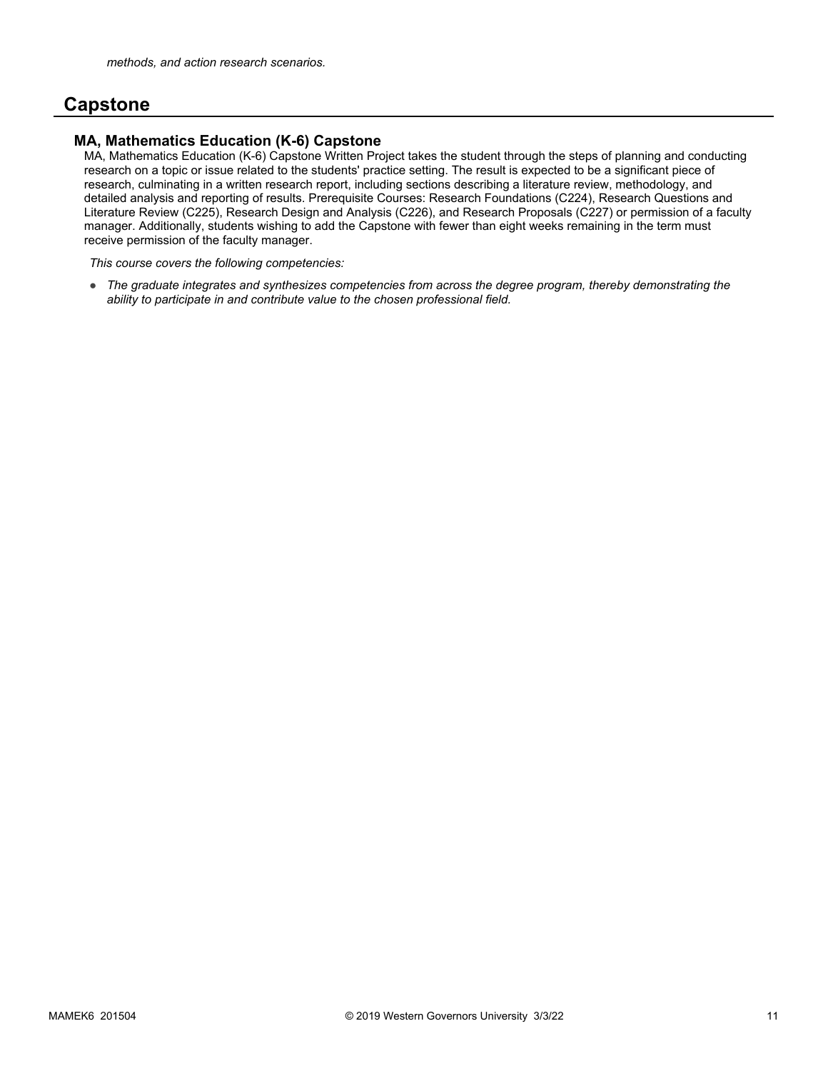*methods, and action research scenarios.*

## Capstone

### MA, Mathematics Education (K-6) Capstone

MA, Mathematics Education (K-6) Capstone Written Project takes the student through the steps of planning and conducting research on a topic or issue related to the students' practice setting. The result is expected to be a significant piece of research, culminating in a written research report, including sections describing a literature review, methodology, and detailed analysis and reporting of results. Prerequisite Courses: Research Foundations (C224), Research Questions and Literature Review (C225), Research Design and Analysis (C226), and Research Proposals (C227) or permission of a faculty manager. Additionally, students wishing to add the Capstone with fewer than eight weeks remaining in the term must receive permission of the faculty manager.

*This course covers the following competencies:*

- *The graduate integrates and synthesizes competencies from across the degree program, thereby demonstrating the ability to participate in and contribute value to the chosen professional field.*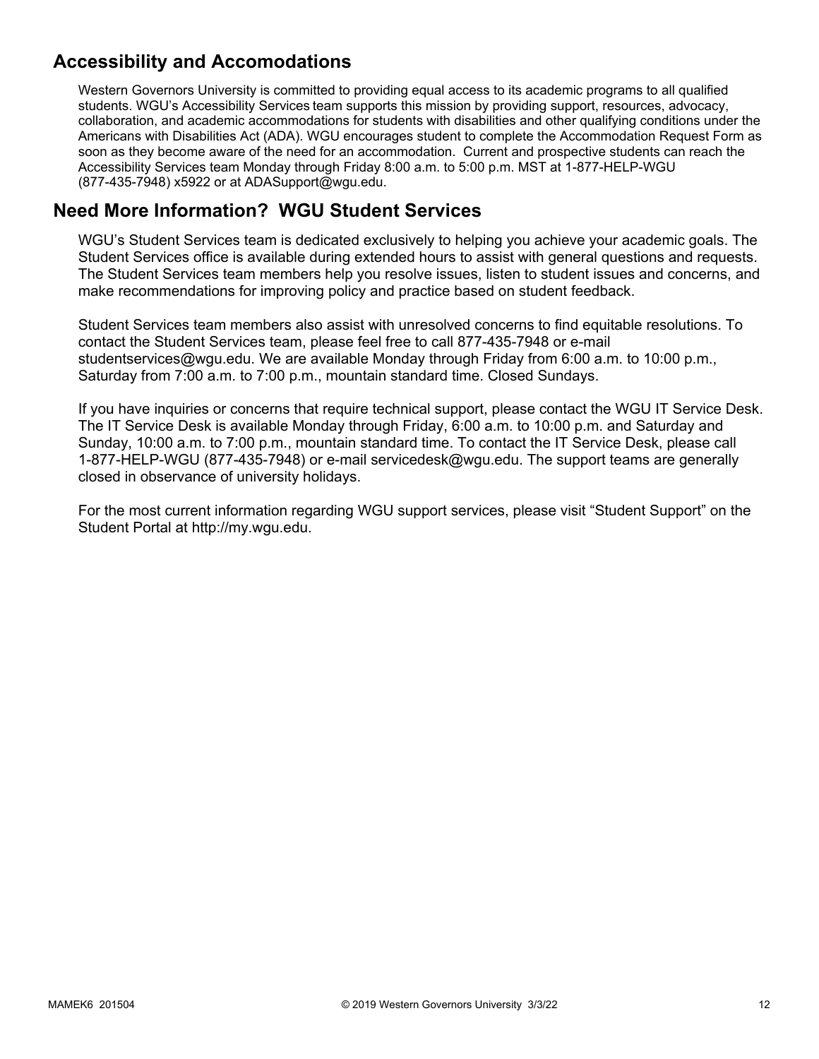## Accessibility and Accomodations

Western Governors University is committed to providing equal access to its academic programs to all qualified students. WGU's Accessibility Services team supports this mission by providing support, resources, advocacy, collaboration, and academic accommodations for students with disabilities and other qualifying conditions under the Americans with Disabilities Act (ADA). WGU encourages student to complete the Accommodation Request Form as soon as they become aware of the need for an accommodation. Current and prospective students can reach the Accessibility Services team Monday through Friday 8:00 a.m. to 5:00 p.m. MST at 1-877-HELP-WGU (877-435-7948) x5922 or at ADASupport@wgu.edu.

## Need More Information? WGU Student Services

WGU's Student Services team is dedicated exclusively to helping you achieve your academic goals. The Student Services office is available during extended hours to assist with general questions and requests. The Student Services team members help you resolve issues, listen to student issues and concerns, and make recommendations for improving policy and practice based on student feedback.

Student Services team members also assist with unresolved concerns to find equitable resolutions. To contact the Student Services team, please feel free to call 877-435-7948 or e-mail studentservices@wgu.edu. We are available Monday through Friday from 6:00 a.m. to 10:00 p.m., Saturday from 7:00 a.m. to 7:00 p.m., mountain standard time. Closed Sundays.

If you have inquiries or concerns that require technical support, please contact the WGU IT Service Desk. The IT Service Desk is available Monday through Friday, 6:00 a.m. to 10:00 p.m. and Saturday and Sunday, 10:00 a.m. to 7:00 p.m., mountain standard time. To contact the IT Service Desk, please call 1-877-HELP-WGU (877-435-7948) or e-mail servicedesk@wgu.edu. The support teams are generally closed in observance of university holidays.

For the most current information regarding WGU support services, please visit "Student Support" on the Student Portal at http://my.wgu.edu.